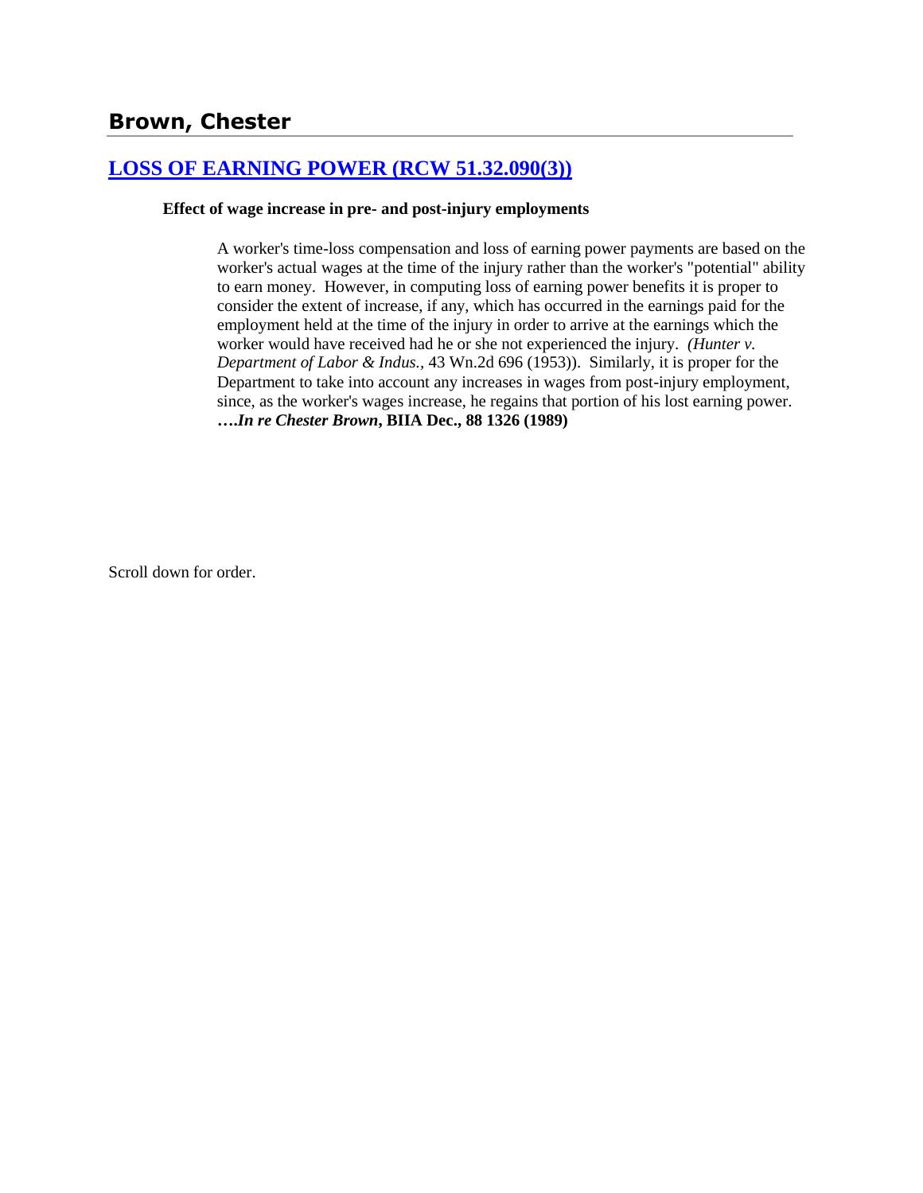## Brown, Chester

### [LOSS OF EARNING POWER (RCW 51.32.090(3))]

**Effect of wage increase in pre- and post-injury employments**

A worker's time-loss compensation and loss of earning power payments are based on the worker's actual wages at the time of the injury rather than the worker's "potential" ability to earn money. However, in computing loss of earning power benefits it is proper to consider the extent of increase, if any, which has occurred in the earnings paid for the employment held at the time of the injury in order to arrive at the earnings which the worker would have received had he or she not experienced the injury. *(Hunter v. Department of Labor & Indus.*, 43 Wn.2d 696 (1953)). Similarly, it is proper for the Department to take into account any increases in wages from post-injury employment, since, as the worker's wages increase, he regains that portion of his lost earning power. **….*In re Chester Brown*, BIIA Dec., 88 1326 (1989)**

Scroll down for order.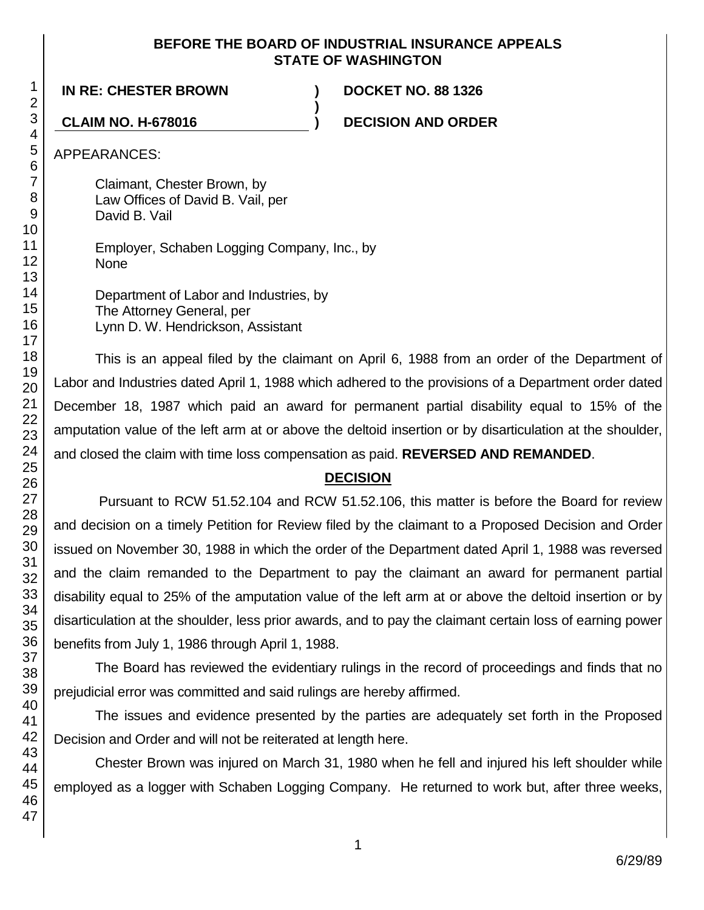**BEFORE THE BOARD OF INDUSTRIAL INSURANCE APPEALS**
**STATE OF WASHINGTON**

| | | |
|---|---|---|
| **IN RE: CHESTER BROWN** | **)** | **DOCKET NO. 88 1326** |
| | **)** | |
| **CLAIM NO. H-678016** | **)** | **DECISION AND ORDER** |

APPEARANCES:

Claimant, Chester Brown, by
Law Offices of David B. Vail, per
David B. Vail

Employer, Schaben Logging Company, Inc., by
None

Department of Labor and Industries, by
The Attorney General, per
Lynn D. W. Hendrickson, Assistant

This is an appeal filed by the claimant on April 6, 1988 from an order of the Department of Labor and Industries dated April 1, 1988 which adhered to the provisions of a Department order dated December 18, 1987 which paid an award for permanent partial disability equal to 15% of the amputation value of the left arm at or above the deltoid insertion or by disarticulation at the shoulder, and closed the claim with time loss compensation as paid. **REVERSED AND REMANDED**.

## DECISION

Pursuant to RCW 51.52.104 and RCW 51.52.106, this matter is before the Board for review and decision on a timely Petition for Review filed by the claimant to a Proposed Decision and Order issued on November 30, 1988 in which the order of the Department dated April 1, 1988 was reversed and the claim remanded to the Department to pay the claimant an award for permanent partial disability equal to 25% of the amputation value of the left arm at or above the deltoid insertion or by disarticulation at the shoulder, less prior awards, and to pay the claimant certain loss of earning power benefits from July 1, 1986 through April 1, 1988.

The Board has reviewed the evidentiary rulings in the record of proceedings and finds that no prejudicial error was committed and said rulings are hereby affirmed.

The issues and evidence presented by the parties are adequately set forth in the Proposed Decision and Order and will not be reiterated at length here.

Chester Brown was injured on March 31, 1980 when he fell and injured his left shoulder while employed as a logger with Schaben Logging Company. He returned to work but, after three weeks,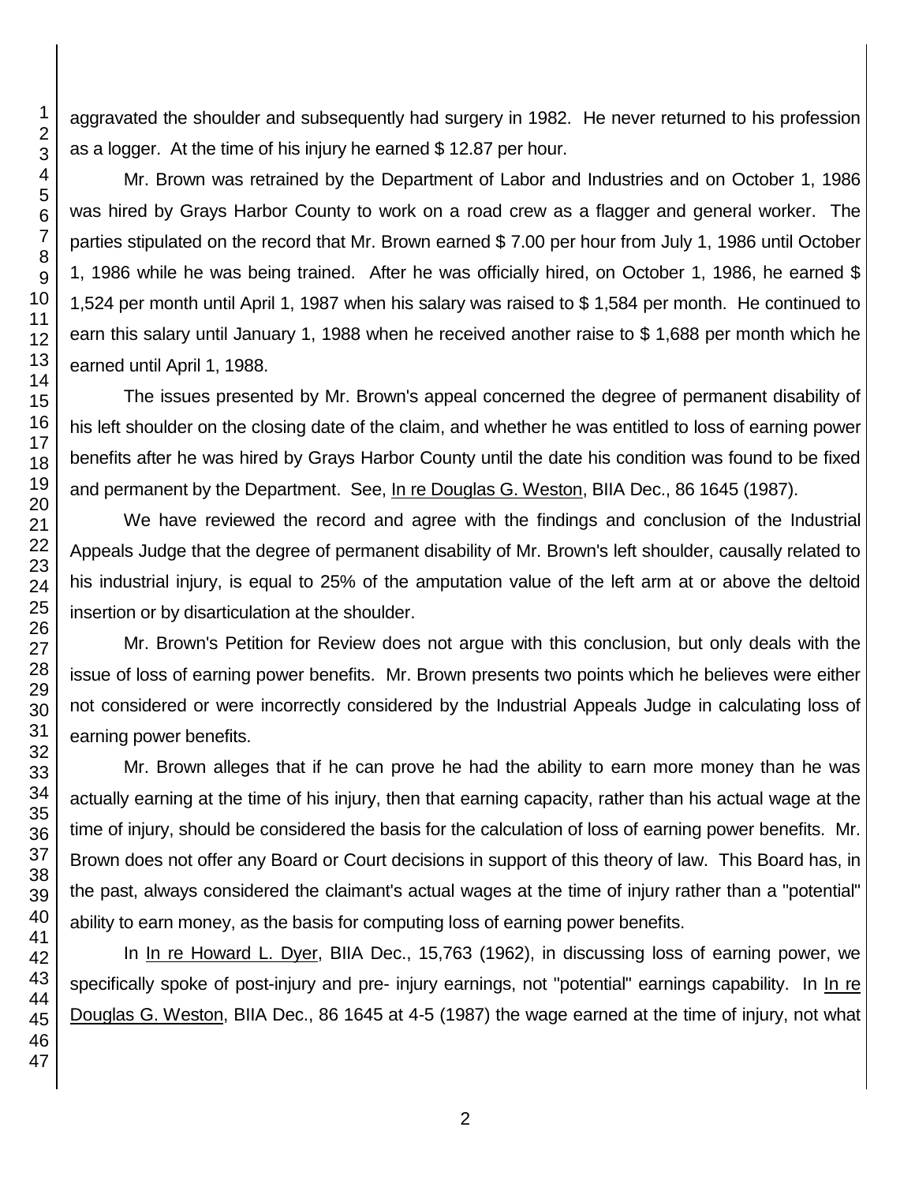aggravated the shoulder and subsequently had surgery in 1982. He never returned to his profession as a logger. At the time of his injury he earned $ 12.87 per hour.

Mr. Brown was retrained by the Department of Labor and Industries and on October 1, 1986 was hired by Grays Harbor County to work on a road crew as a flagger and general worker. The parties stipulated on the record that Mr. Brown earned $ 7.00 per hour from July 1, 1986 until October 1, 1986 while he was being trained. After he was officially hired, on October 1, 1986, he earned $ 1,524 per month until April 1, 1987 when his salary was raised to $ 1,584 per month. He continued to earn this salary until January 1, 1988 when he received another raise to $ 1,688 per month which he earned until April 1, 1988.

The issues presented by Mr. Brown's appeal concerned the degree of permanent disability of his left shoulder on the closing date of the claim, and whether he was entitled to loss of earning power benefits after he was hired by Grays Harbor County until the date his condition was found to be fixed and permanent by the Department. See, <u>In re Douglas G. Weston</u>, BIIA Dec., 86 1645 (1987).

We have reviewed the record and agree with the findings and conclusion of the Industrial Appeals Judge that the degree of permanent disability of Mr. Brown's left shoulder, causally related to his industrial injury, is equal to 25% of the amputation value of the left arm at or above the deltoid insertion or by disarticulation at the shoulder.

Mr. Brown's Petition for Review does not argue with this conclusion, but only deals with the issue of loss of earning power benefits. Mr. Brown presents two points which he believes were either not considered or were incorrectly considered by the Industrial Appeals Judge in calculating loss of earning power benefits.

Mr. Brown alleges that if he can prove he had the ability to earn more money than he was actually earning at the time of his injury, then that earning capacity, rather than his actual wage at the time of injury, should be considered the basis for the calculation of loss of earning power benefits. Mr. Brown does not offer any Board or Court decisions in support of this theory of law. This Board has, in the past, always considered the claimant's actual wages at the time of injury rather than a "potential" ability to earn money, as the basis for computing loss of earning power benefits.

In <u>In re Howard L. Dyer</u>, BIIA Dec., 15,763 (1962), in discussing loss of earning power, we specifically spoke of post-injury and pre- injury earnings, not "potential" earnings capability. In <u>In re Douglas G. Weston</u>, BIIA Dec., 86 1645 at 4-5 (1987) the wage earned at the time of injury, not what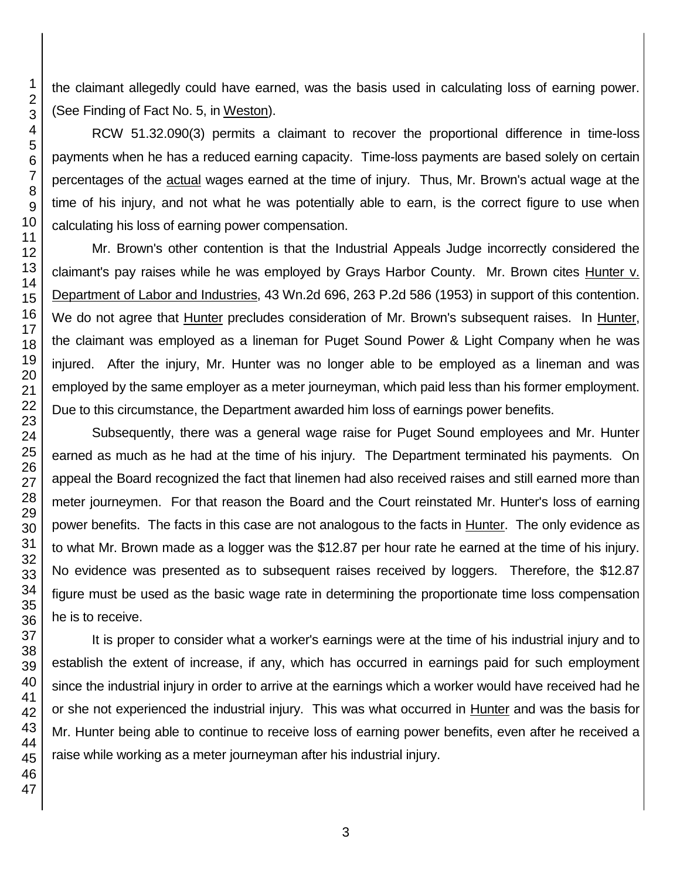the claimant allegedly could have earned, was the basis used in calculating loss of earning power. (See Finding of Fact No. 5, in Weston).

RCW 51.32.090(3) permits a claimant to recover the proportional difference in time-loss payments when he has a reduced earning capacity. Time-loss payments are based solely on certain percentages of the actual wages earned at the time of injury. Thus, Mr. Brown's actual wage at the time of his injury, and not what he was potentially able to earn, is the correct figure to use when calculating his loss of earning power compensation.

Mr. Brown's other contention is that the Industrial Appeals Judge incorrectly considered the claimant's pay raises while he was employed by Grays Harbor County. Mr. Brown cites Hunter v. Department of Labor and Industries, 43 Wn.2d 696, 263 P.2d 586 (1953) in support of this contention. We do not agree that Hunter precludes consideration of Mr. Brown's subsequent raises. In Hunter, the claimant was employed as a lineman for Puget Sound Power & Light Company when he was injured. After the injury, Mr. Hunter was no longer able to be employed as a lineman and was employed by the same employer as a meter journeyman, which paid less than his former employment. Due to this circumstance, the Department awarded him loss of earnings power benefits.

Subsequently, there was a general wage raise for Puget Sound employees and Mr. Hunter earned as much as he had at the time of his injury. The Department terminated his payments. On appeal the Board recognized the fact that linemen had also received raises and still earned more than meter journeymen. For that reason the Board and the Court reinstated Mr. Hunter's loss of earning power benefits. The facts in this case are not analogous to the facts in Hunter. The only evidence as to what Mr. Brown made as a logger was the $12.87 per hour rate he earned at the time of his injury. No evidence was presented as to subsequent raises received by loggers. Therefore, the $12.87 figure must be used as the basic wage rate in determining the proportionate time loss compensation he is to receive.

It is proper to consider what a worker's earnings were at the time of his industrial injury and to establish the extent of increase, if any, which has occurred in earnings paid for such employment since the industrial injury in order to arrive at the earnings which a worker would have received had he or she not experienced the industrial injury. This was what occurred in Hunter and was the basis for Mr. Hunter being able to continue to receive loss of earning power benefits, even after he received a raise while working as a meter journeyman after his industrial injury.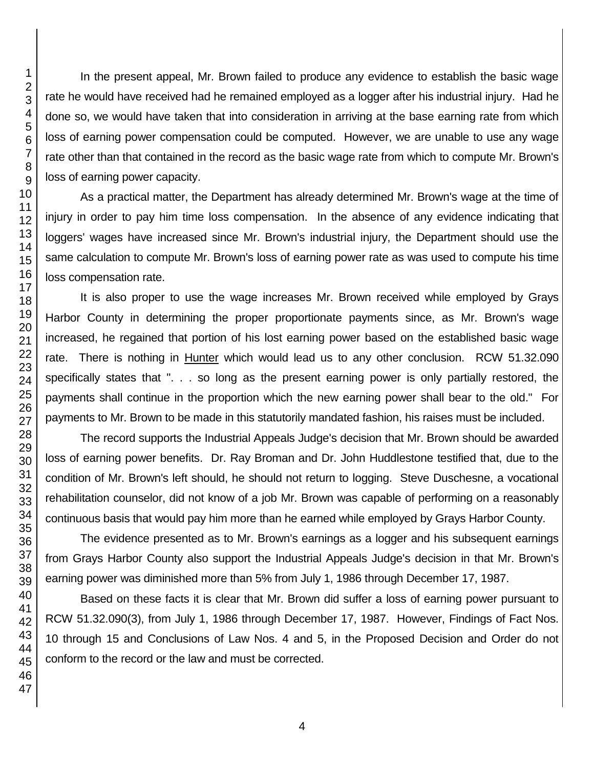In the present appeal, Mr. Brown failed to produce any evidence to establish the basic wage rate he would have received had he remained employed as a logger after his industrial injury. Had he done so, we would have taken that into consideration in arriving at the base earning rate from which loss of earning power compensation could be computed. However, we are unable to use any wage rate other than that contained in the record as the basic wage rate from which to compute Mr. Brown's loss of earning power capacity.

As a practical matter, the Department has already determined Mr. Brown's wage at the time of injury in order to pay him time loss compensation. In the absence of any evidence indicating that loggers' wages have increased since Mr. Brown's industrial injury, the Department should use the same calculation to compute Mr. Brown's loss of earning power rate as was used to compute his time loss compensation rate.

It is also proper to use the wage increases Mr. Brown received while employed by Grays Harbor County in determining the proper proportionate payments since, as Mr. Brown's wage increased, he regained that portion of his lost earning power based on the established basic wage rate. There is nothing in Hunter which would lead us to any other conclusion. RCW 51.32.090 specifically states that ". . . so long as the present earning power is only partially restored, the payments shall continue in the proportion which the new earning power shall bear to the old." For payments to Mr. Brown to be made in this statutorily mandated fashion, his raises must be included.

The record supports the Industrial Appeals Judge's decision that Mr. Brown should be awarded loss of earning power benefits. Dr. Ray Broman and Dr. John Huddlestone testified that, due to the condition of Mr. Brown's left should, he should not return to logging. Steve Duschesne, a vocational rehabilitation counselor, did not know of a job Mr. Brown was capable of performing on a reasonably continuous basis that would pay him more than he earned while employed by Grays Harbor County.

The evidence presented as to Mr. Brown's earnings as a logger and his subsequent earnings from Grays Harbor County also support the Industrial Appeals Judge's decision in that Mr. Brown's earning power was diminished more than 5% from July 1, 1986 through December 17, 1987.

Based on these facts it is clear that Mr. Brown did suffer a loss of earning power pursuant to RCW 51.32.090(3), from July 1, 1986 through December 17, 1987. However, Findings of Fact Nos. 10 through 15 and Conclusions of Law Nos. 4 and 5, in the Proposed Decision and Order do not conform to the record or the law and must be corrected.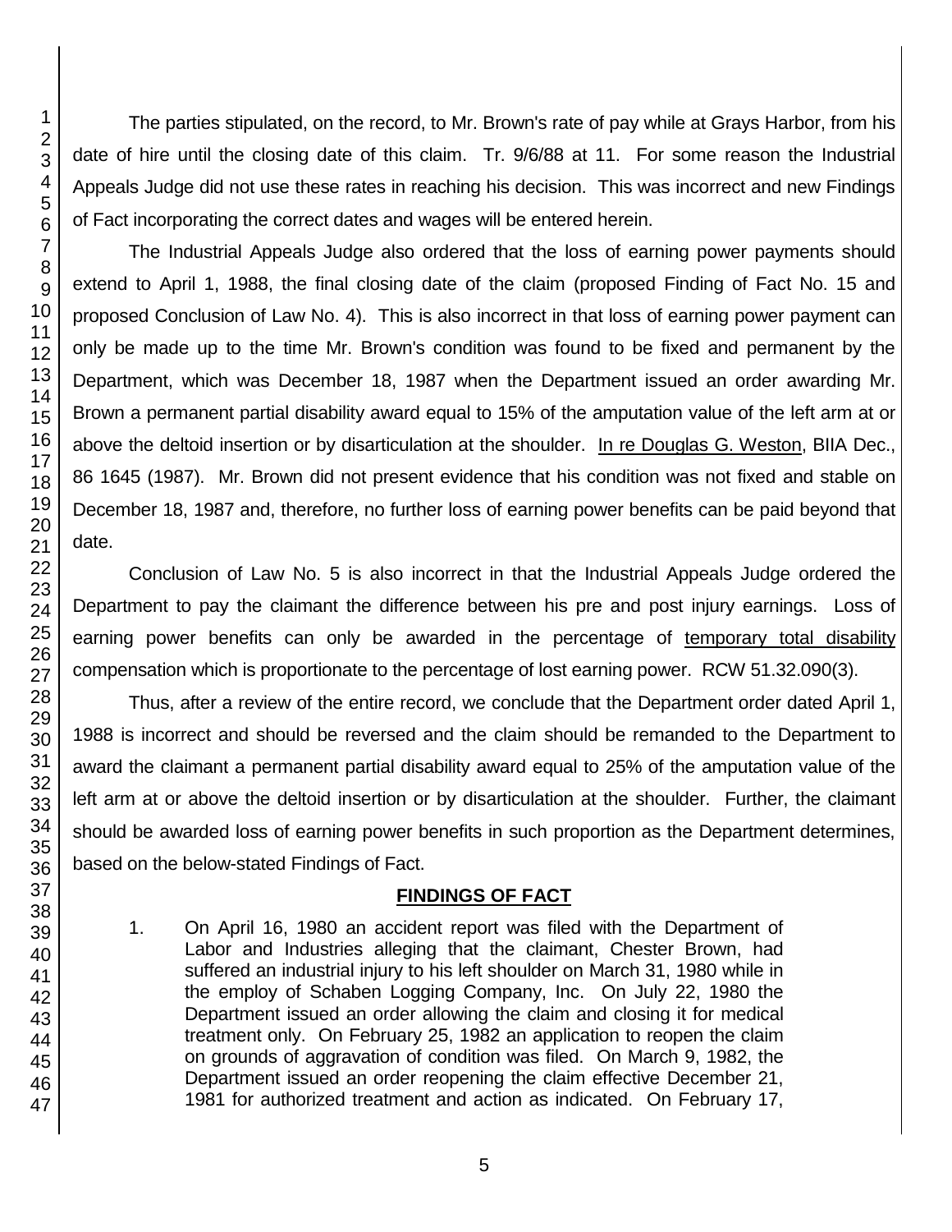The parties stipulated, on the record, to Mr. Brown's rate of pay while at Grays Harbor, from his date of hire until the closing date of this claim. Tr. 9/6/88 at 11. For some reason the Industrial Appeals Judge did not use these rates in reaching his decision. This was incorrect and new Findings of Fact incorporating the correct dates and wages will be entered herein.

The Industrial Appeals Judge also ordered that the loss of earning power payments should extend to April 1, 1988, the final closing date of the claim (proposed Finding of Fact No. 15 and proposed Conclusion of Law No. 4). This is also incorrect in that loss of earning power payment can only be made up to the time Mr. Brown's condition was found to be fixed and permanent by the Department, which was December 18, 1987 when the Department issued an order awarding Mr. Brown a permanent partial disability award equal to 15% of the amputation value of the left arm at or above the deltoid insertion or by disarticulation at the shoulder. In re Douglas G. Weston, BIIA Dec., 86 1645 (1987). Mr. Brown did not present evidence that his condition was not fixed and stable on December 18, 1987 and, therefore, no further loss of earning power benefits can be paid beyond that date.

Conclusion of Law No. 5 is also incorrect in that the Industrial Appeals Judge ordered the Department to pay the claimant the difference between his pre and post injury earnings. Loss of earning power benefits can only be awarded in the percentage of temporary total disability compensation which is proportionate to the percentage of lost earning power. RCW 51.32.090(3).

Thus, after a review of the entire record, we conclude that the Department order dated April 1, 1988 is incorrect and should be reversed and the claim should be remanded to the Department to award the claimant a permanent partial disability award equal to 25% of the amputation value of the left arm at or above the deltoid insertion or by disarticulation at the shoulder. Further, the claimant should be awarded loss of earning power benefits in such proportion as the Department determines, based on the below-stated Findings of Fact.

## FINDINGS OF FACT

1. On April 16, 1980 an accident report was filed with the Department of Labor and Industries alleging that the claimant, Chester Brown, had suffered an industrial injury to his left shoulder on March 31, 1980 while in the employ of Schaben Logging Company, Inc. On July 22, 1980 the Department issued an order allowing the claim and closing it for medical treatment only. On February 25, 1982 an application to reopen the claim on grounds of aggravation of condition was filed. On March 9, 1982, the Department issued an order reopening the claim effective December 21, 1981 for authorized treatment and action as indicated. On February 17,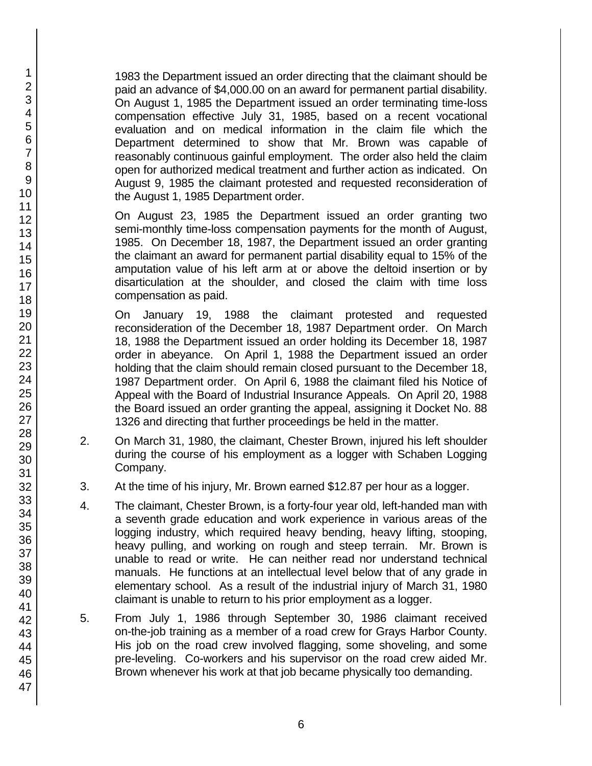1983 the Department issued an order directing that the claimant should be paid an advance of $4,000.00 on an award for permanent partial disability. On August 1, 1985 the Department issued an order terminating time-loss compensation effective July 31, 1985, based on a recent vocational evaluation and on medical information in the claim file which the Department determined to show that Mr. Brown was capable of reasonably continuous gainful employment. The order also held the claim open for authorized medical treatment and further action as indicated. On August 9, 1985 the claimant protested and requested reconsideration of the August 1, 1985 Department order.

On August 23, 1985 the Department issued an order granting two semi-monthly time-loss compensation payments for the month of August, 1985. On December 18, 1987, the Department issued an order granting the claimant an award for permanent partial disability equal to 15% of the amputation value of his left arm at or above the deltoid insertion or by disarticulation at the shoulder, and closed the claim with time loss compensation as paid.

On January 19, 1988 the claimant protested and requested reconsideration of the December 18, 1987 Department order. On March 18, 1988 the Department issued an order holding its December 18, 1987 order in abeyance. On April 1, 1988 the Department issued an order holding that the claim should remain closed pursuant to the December 18, 1987 Department order. On April 6, 1988 the claimant filed his Notice of Appeal with the Board of Industrial Insurance Appeals. On April 20, 1988 the Board issued an order granting the appeal, assigning it Docket No. 88 1326 and directing that further proceedings be held in the matter.

2. On March 31, 1980, the claimant, Chester Brown, injured his left shoulder during the course of his employment as a logger with Schaben Logging Company.

3. At the time of his injury, Mr. Brown earned $12.87 per hour as a logger.

4. The claimant, Chester Brown, is a forty-four year old, left-handed man with a seventh grade education and work experience in various areas of the logging industry, which required heavy bending, heavy lifting, stooping, heavy pulling, and working on rough and steep terrain. Mr. Brown is unable to read or write. He can neither read nor understand technical manuals. He functions at an intellectual level below that of any grade in elementary school. As a result of the industrial injury of March 31, 1980 claimant is unable to return to his prior employment as a logger.

5. From July 1, 1986 through September 30, 1986 claimant received on-the-job training as a member of a road crew for Grays Harbor County. His job on the road crew involved flagging, some shoveling, and some pre-leveling. Co-workers and his supervisor on the road crew aided Mr. Brown whenever his work at that job became physically too demanding.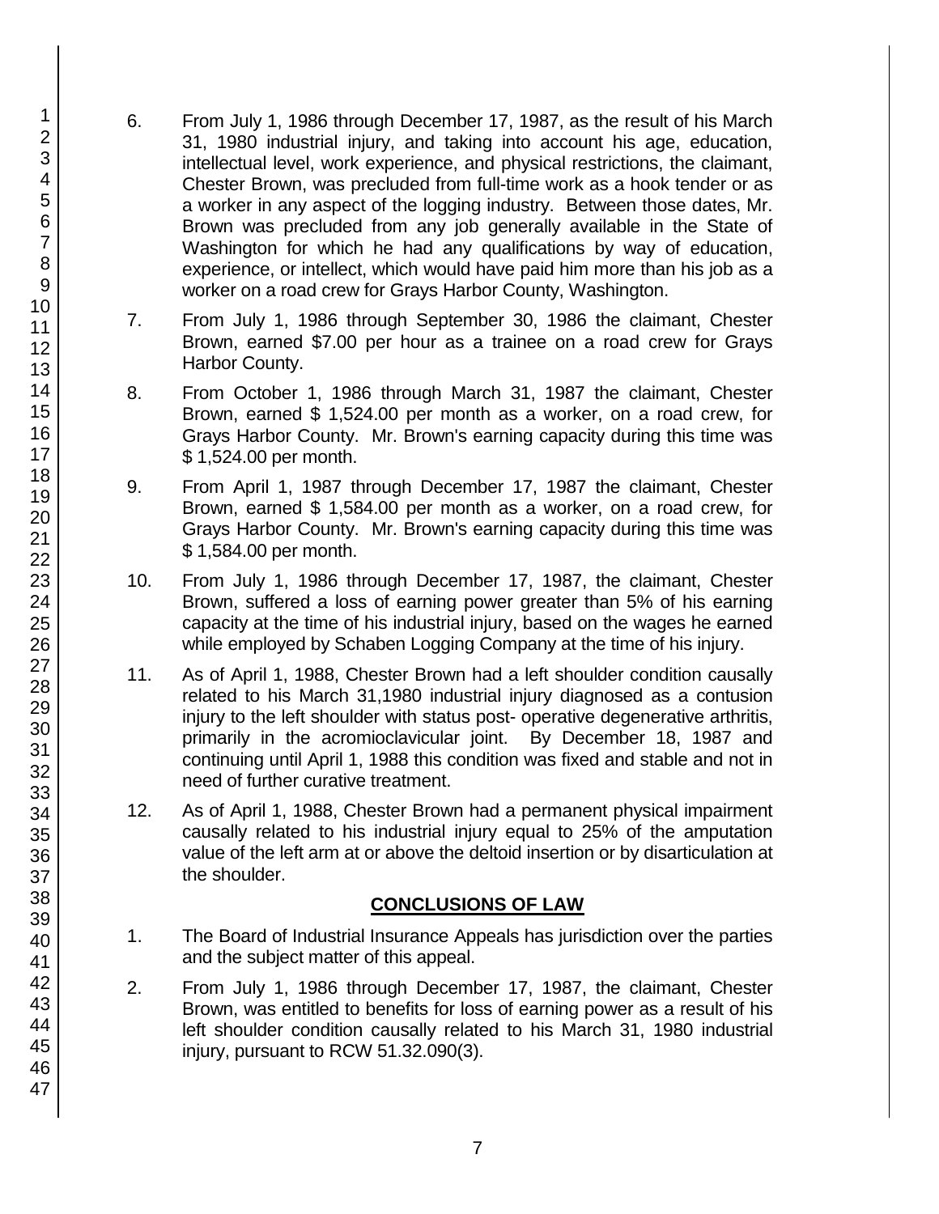6. From July 1, 1986 through December 17, 1987, as the result of his March 31, 1980 industrial injury, and taking into account his age, education, intellectual level, work experience, and physical restrictions, the claimant, Chester Brown, was precluded from full-time work as a hook tender or as a worker in any aspect of the logging industry. Between those dates, Mr. Brown was precluded from any job generally available in the State of Washington for which he had any qualifications by way of education, experience, or intellect, which would have paid him more than his job as a worker on a road crew for Grays Harbor County, Washington.

7. From July 1, 1986 through September 30, 1986 the claimant, Chester Brown, earned $7.00 per hour as a trainee on a road crew for Grays Harbor County.

8. From October 1, 1986 through March 31, 1987 the claimant, Chester Brown, earned $ 1,524.00 per month as a worker, on a road crew, for Grays Harbor County. Mr. Brown's earning capacity during this time was $ 1,524.00 per month.

9. From April 1, 1987 through December 17, 1987 the claimant, Chester Brown, earned $ 1,584.00 per month as a worker, on a road crew, for Grays Harbor County. Mr. Brown's earning capacity during this time was $ 1,584.00 per month.

10. From July 1, 1986 through December 17, 1987, the claimant, Chester Brown, suffered a loss of earning power greater than 5% of his earning capacity at the time of his industrial injury, based on the wages he earned while employed by Schaben Logging Company at the time of his injury.

11. As of April 1, 1988, Chester Brown had a left shoulder condition causally related to his March 31,1980 industrial injury diagnosed as a contusion injury to the left shoulder with status post- operative degenerative arthritis, primarily in the acromioclavicular joint. By December 18, 1987 and continuing until April 1, 1988 this condition was fixed and stable and not in need of further curative treatment.

12. As of April 1, 1988, Chester Brown had a permanent physical impairment causally related to his industrial injury equal to 25% of the amputation value of the left arm at or above the deltoid insertion or by disarticulation at the shoulder.

## CONCLUSIONS OF LAW

1. The Board of Industrial Insurance Appeals has jurisdiction over the parties and the subject matter of this appeal.

2. From July 1, 1986 through December 17, 1987, the claimant, Chester Brown, was entitled to benefits for loss of earning power as a result of his left shoulder condition causally related to his March 31, 1980 industrial injury, pursuant to RCW 51.32.090(3).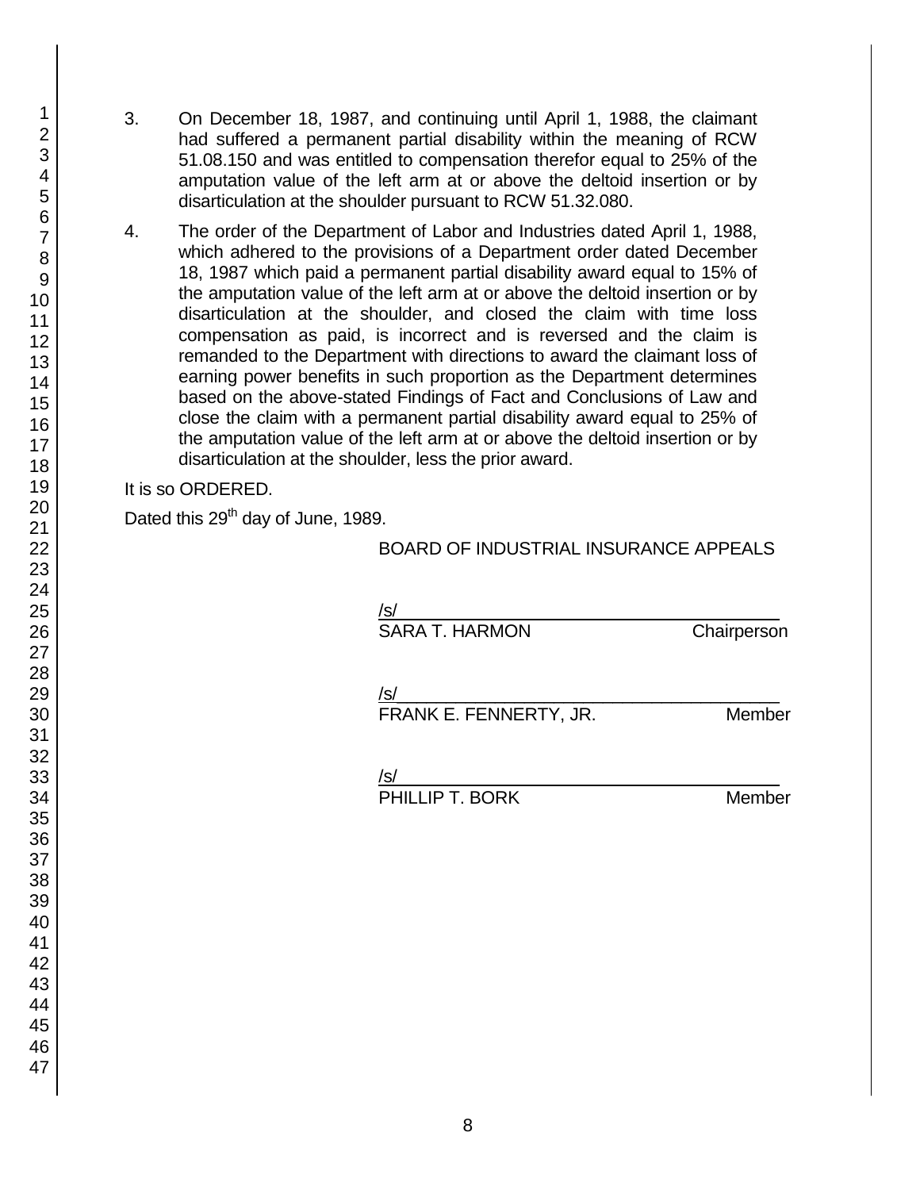3. On December 18, 1987, and continuing until April 1, 1988, the claimant had suffered a permanent partial disability within the meaning of RCW 51.08.150 and was entitled to compensation therefor equal to 25% of the amputation value of the left arm at or above the deltoid insertion or by disarticulation at the shoulder pursuant to RCW 51.32.080.

4. The order of the Department of Labor and Industries dated April 1, 1988, which adhered to the provisions of a Department order dated December 18, 1987 which paid a permanent partial disability award equal to 15% of the amputation value of the left arm at or above the deltoid insertion or by disarticulation at the shoulder, and closed the claim with time loss compensation as paid, is incorrect and is reversed and the claim is remanded to the Department with directions to award the claimant loss of earning power benefits in such proportion as the Department determines based on the above-stated Findings of Fact and Conclusions of Law and close the claim with a permanent partial disability award equal to 25% of the amputation value of the left arm at or above the deltoid insertion or by disarticulation at the shoulder, less the prior award.

It is so ORDERED.

Dated this 29th day of June, 1989.

BOARD OF INDUSTRIAL INSURANCE APPEALS

/s/
SARA T. HARMON Chairperson

/s/
FRANK E. FENNERTY, JR. Member

/s/
PHILLIP T. BORK Member